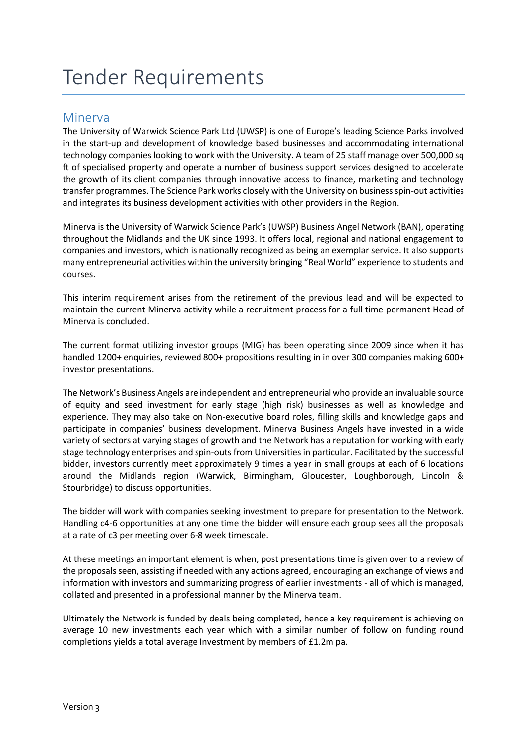# Tender Requirements

## Minerva

The University of Warwick Science Park Ltd (UWSP) is one of Europe's leading Science Parks involved in the start-up and development of knowledge based businesses and accommodating international technology companies looking to work with the University. A team of 25 staff manage over 500,000 sq ft of specialised property and operate a number of business support services designed to accelerate the growth of its client companies through innovative access to finance, marketing and technology transfer programmes. The Science Park works closely with the University on business spin-out activities and integrates its business development activities with other providers in the Region.

Minerva is the University of Warwick Science Park's (UWSP) Business Angel Network (BAN), operating throughout the Midlands and the UK since 1993. It offers local, regional and national engagement to companies and investors, which is nationally recognized as being an exemplar service. It also supports many entrepreneurial activities within the university bringing "Real World" experience to students and courses.

This interim requirement arises from the retirement of the previous lead and will be expected to maintain the current Minerva activity while a recruitment process for a full time permanent Head of Minerva is concluded.

The current format utilizing investor groups (MIG) has been operating since 2009 since when it has handled 1200+ enquiries, reviewed 800+ propositions resulting in in over 300 companies making 600+ investor presentations.

The Network's Business Angels are independent and entrepreneurial who provide an invaluable source of equity and seed investment for early stage (high risk) businesses as well as knowledge and experience. They may also take on Non-executive board roles, filling skills and knowledge gaps and participate in companies' business development. Minerva Business Angels have invested in a wide variety of sectors at varying stages of growth and the Network has a reputation for working with early stage technology enterprises and spin-outs from Universities in particular. Facilitated by the successful bidder, investors currently meet approximately 9 times a year in small groups at each of 6 locations around the Midlands region (Warwick, Birmingham, Gloucester, Loughborough, Lincoln & Stourbridge) to discuss opportunities.

The bidder will work with companies seeking investment to prepare for presentation to the Network. Handling c4-6 opportunities at any one time the bidder will ensure each group sees all the proposals at a rate of c3 per meeting over 6-8 week timescale.

At these meetings an important element is when, post presentations time is given over to a review of the proposals seen, assisting if needed with any actions agreed, encouraging an exchange of views and information with investors and summarizing progress of earlier investments - all of which is managed, collated and presented in a professional manner by the Minerva team.

Ultimately the Network is funded by deals being completed, hence a key requirement is achieving on average 10 new investments each year which with a similar number of follow on funding round completions yields a total average Investment by members of £1.2m pa.

Version 3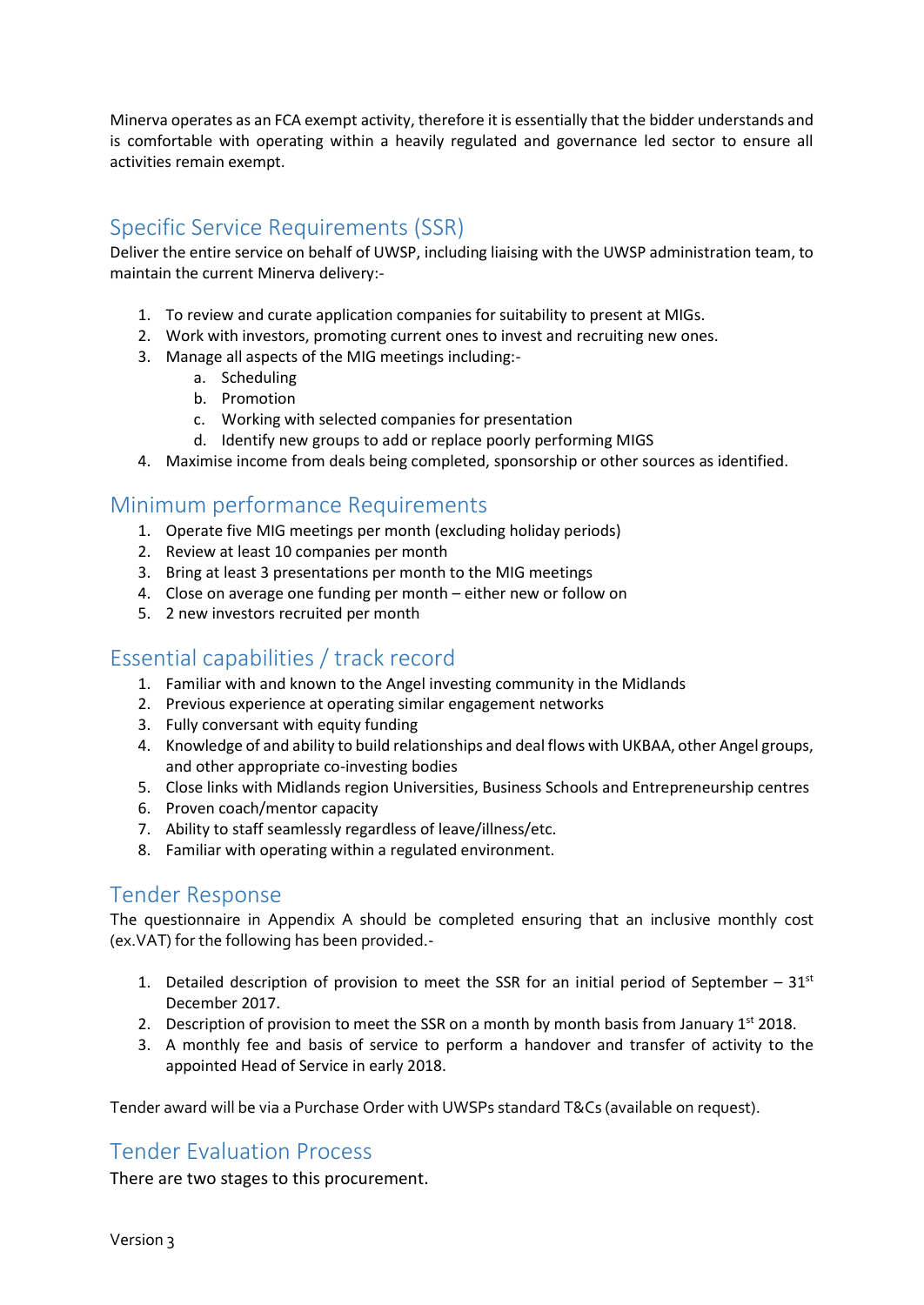Minerva operates as an FCA exempt activity, therefore it is essentially that the bidder understands and is comfortable with operating within a heavily regulated and governance led sector to ensure all activities remain exempt.

## Specific Service Requirements (SSR)

Deliver the entire service on behalf of UWSP, including liaising with the UWSP administration team, to maintain the current Minerva delivery:-

1. To review and curate application companies for suitability to present at MIGs.
2. Work with investors, promoting current ones to invest and recruiting new ones.
3. Manage all aspects of the MIG meetings including:-
   a. Scheduling
   b. Promotion
   c. Working with selected companies for presentation
   d. Identify new groups to add or replace poorly performing MIGS
4. Maximise income from deals being completed, sponsorship or other sources as identified.

## Minimum performance Requirements

1. Operate five MIG meetings per month (excluding holiday periods)
2. Review at least 10 companies per month
3. Bring at least 3 presentations per month to the MIG meetings
4. Close on average one funding per month – either new or follow on
5. 2 new investors recruited per month

## Essential capabilities / track record

1. Familiar with and known to the Angel investing community in the Midlands
2. Previous experience at operating similar engagement networks
3. Fully conversant with equity funding
4. Knowledge of and ability to build relationships and deal flows with UKBAA, other Angel groups, and other appropriate co-investing bodies
5. Close links with Midlands region Universities, Business Schools and Entrepreneurship centres
6. Proven coach/mentor capacity
7. Ability to staff seamlessly regardless of leave/illness/etc.
8. Familiar with operating within a regulated environment.

## Tender Response

The questionnaire in Appendix A should be completed ensuring that an inclusive monthly cost (ex.VAT) for the following has been provided.-

1. Detailed description of provision to meet the SSR for an initial period of September – 31st December 2017.
2. Description of provision to meet the SSR on a month by month basis from January 1st 2018.
3. A monthly fee and basis of service to perform a handover and transfer of activity to the appointed Head of Service in early 2018.

Tender award will be via a Purchase Order with UWSPs standard T&Cs (available on request).

## Tender Evaluation Process

There are two stages to this procurement.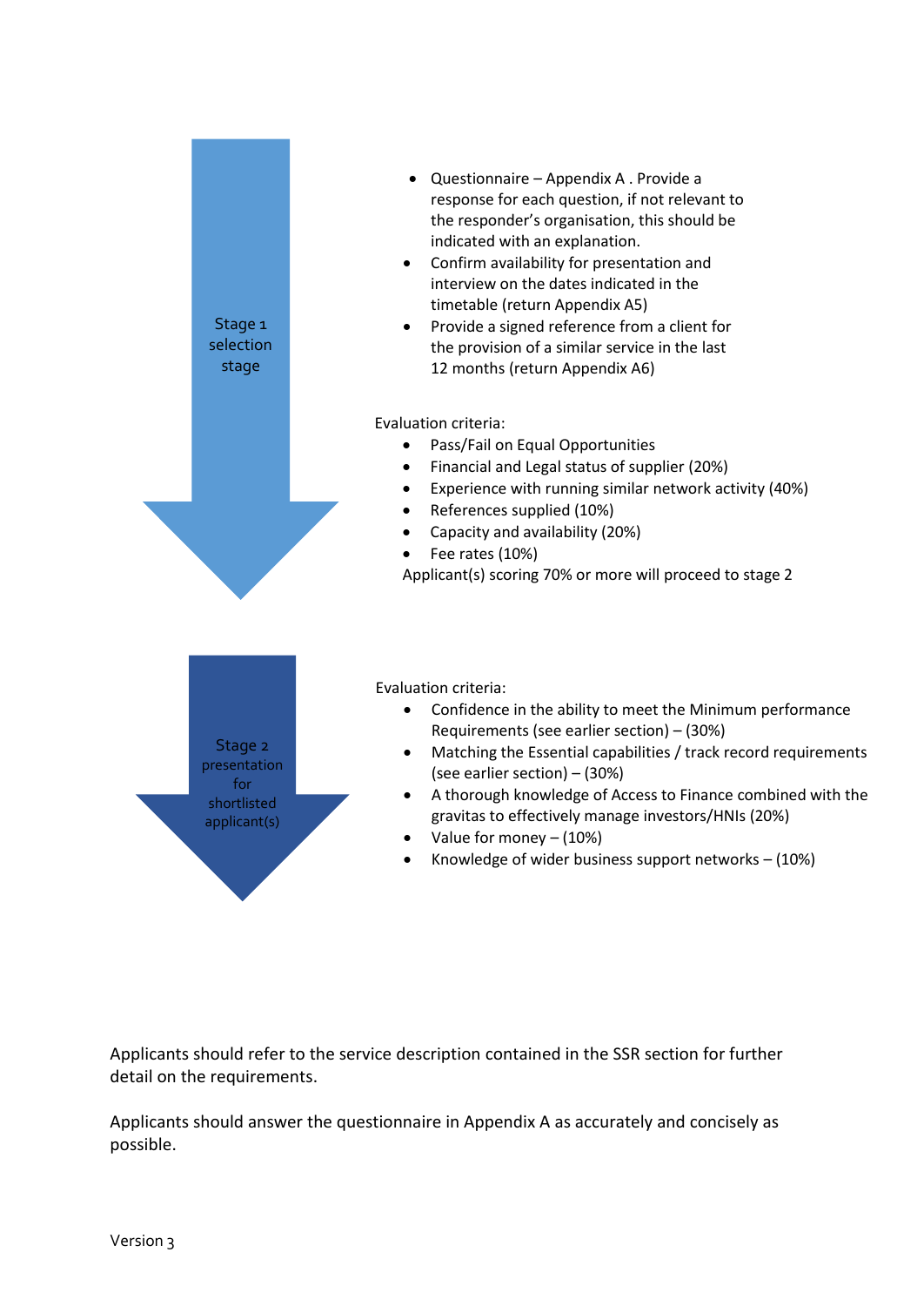**Stage 1 selection stage**

- Questionnaire – Appendix A . Provide a response for each question, if not relevant to the responder's organisation, this should be indicated with an explanation.
- Confirm availability for presentation and interview on the dates indicated in the timetable (return Appendix A5)
- Provide a signed reference from a client for the provision of a similar service in the last 12 months (return Appendix A6)

Evaluation criteria:

- Pass/Fail on Equal Opportunities
- Financial and Legal status of supplier (20%)
- Experience with running similar network activity (40%)
- References supplied (10%)
- Capacity and availability (20%)
- Fee rates (10%)

Applicant(s) scoring 70% or more will proceed to stage 2

**Stage 2 presentation for shortlisted applicant(s)**

Evaluation criteria:

- Confidence in the ability to meet the Minimum performance Requirements (see earlier section) – (30%)
- Matching the Essential capabilities / track record requirements (see earlier section) – (30%)
- A thorough knowledge of Access to Finance combined with the gravitas to effectively manage investors/HNIs (20%)
- Value for money – (10%)
- Knowledge of wider business support networks – (10%)

Applicants should refer to the service description contained in the SSR section for further detail on the requirements.

Applicants should answer the questionnaire in Appendix A as accurately and concisely as possible.

Version 3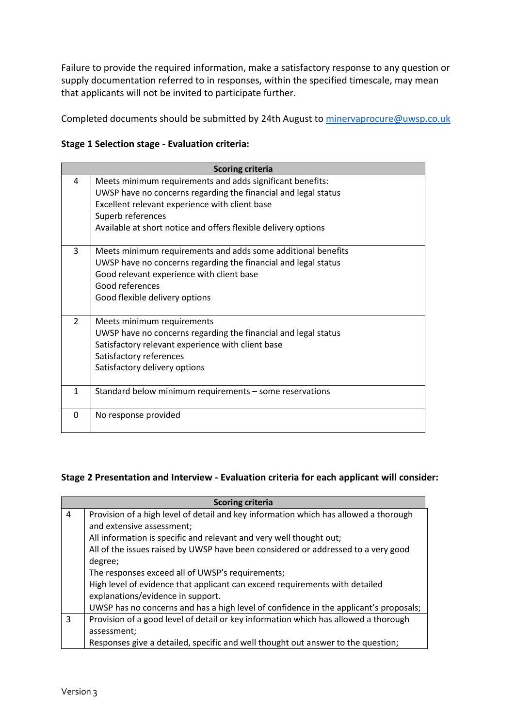Failure to provide the required information, make a satisfactory response to any question or supply documentation referred to in responses, within the specified timescale, may mean that applicants will not be invited to participate further.

Completed documents should be submitted by 24th August to [minervaprocure@uwsp.co.uk](mailto:minervaprocure@uwsp.co.uk)

**Stage 1 Selection stage - Evaluation criteria:**

| Scoring criteria | |
|---|---|
| 4 | Meets minimum requirements and adds significant benefits:<br>UWSP have no concerns regarding the financial and legal status<br>Excellent relevant experience with client base<br>Superb references<br>Available at short notice and offers flexible delivery options |
| 3 | Meets minimum requirements and adds some additional benefits<br>UWSP have no concerns regarding the financial and legal status<br>Good relevant experience with client base<br>Good references<br>Good flexible delivery options |
| 2 | Meets minimum requirements<br>UWSP have no concerns regarding the financial and legal status<br>Satisfactory relevant experience with client base<br>Satisfactory references<br>Satisfactory delivery options |
| 1 | Standard below minimum requirements – some reservations |
| 0 | No response provided |

**Stage 2 Presentation and Interview - Evaluation criteria for each applicant will consider:**

| Scoring criteria | |
|---|---|
| 4 | Provision of a high level of detail and key information which has allowed a thorough and extensive assessment;<br>All information is specific and relevant and very well thought out;<br>All of the issues raised by UWSP have been considered or addressed to a very good degree;<br>The responses exceed all of UWSP's requirements;<br>High level of evidence that applicant can exceed requirements with detailed explanations/evidence in support.<br>UWSP has no concerns and has a high level of confidence in the applicant's proposals; |
| 3 | Provision of a good level of detail or key information which has allowed a thorough assessment;<br>Responses give a detailed, specific and well thought out answer to the question; |

Version 3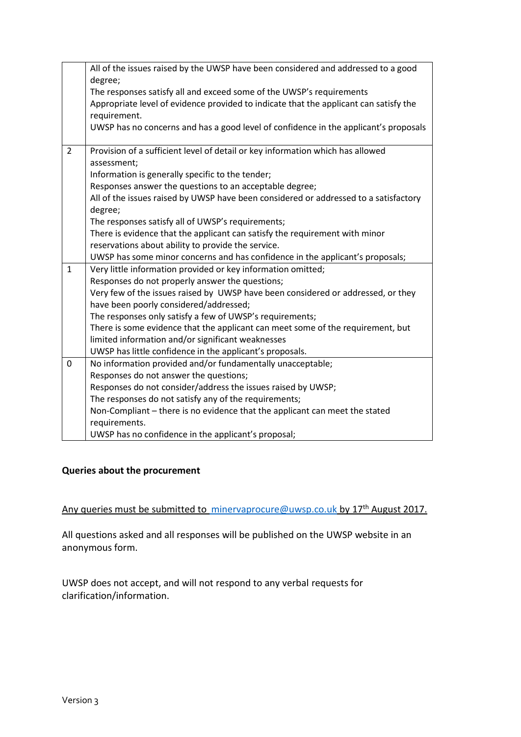| | |
|---|---|
| | All of the issues raised by the UWSP have been considered and addressed to a good degree;<br>The responses satisfy all and exceed some of the UWSP's requirements<br>Appropriate level of evidence provided to indicate that the applicant can satisfy the requirement.<br>UWSP has no concerns and has a good level of confidence in the applicant's proposals |
| 2 | Provision of a sufficient level of detail or key information which has allowed assessment;<br>Information is generally specific to the tender;<br>Responses answer the questions to an acceptable degree;<br>All of the issues raised by UWSP have been considered or addressed to a satisfactory degree;<br>The responses satisfy all of UWSP's requirements;<br>There is evidence that the applicant can satisfy the requirement with minor reservations about ability to provide the service.<br>UWSP has some minor concerns and has confidence in the applicant's proposals; |
| 1 | Very little information provided or key information omitted;<br>Responses do not properly answer the questions;<br>Very few of the issues raised by UWSP have been considered or addressed, or they have been poorly considered/addressed;<br>The responses only satisfy a few of UWSP's requirements;<br>There is some evidence that the applicant can meet some of the requirement, but limited information and/or significant weaknesses<br>UWSP has little confidence in the applicant's proposals. |
| 0 | No information provided and/or fundamentally unacceptable;<br>Responses do not answer the questions;<br>Responses do not consider/address the issues raised by UWSP;<br>The responses do not satisfy any of the requirements;<br>Non-Compliant – there is no evidence that the applicant can meet the stated requirements.<br>UWSP has no confidence in the applicant's proposal; |

**Queries about the procurement**

Any queries must be submitted to minervaprocure@uwsp.co.uk by 17th August 2017.

All questions asked and all responses will be published on the UWSP website in an anonymous form.

UWSP does not accept, and will not respond to any verbal requests for clarification/information.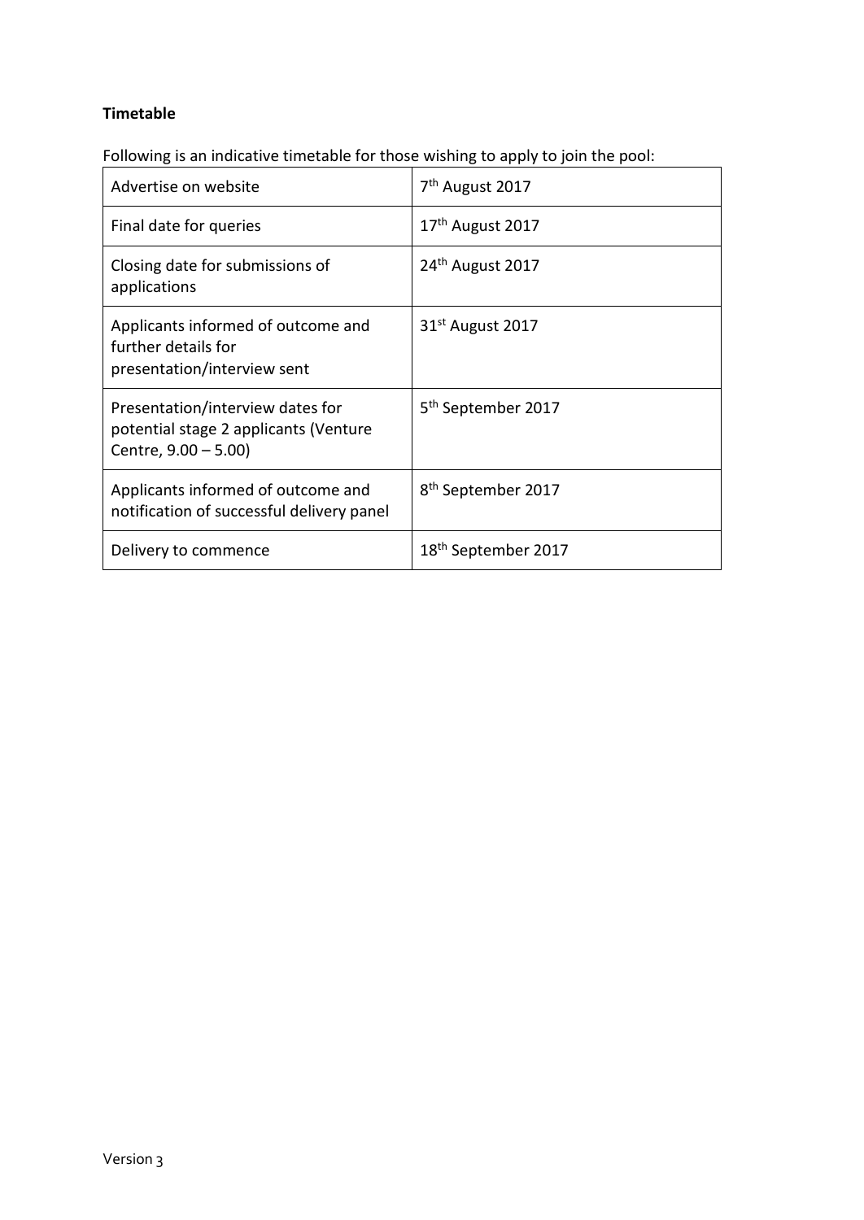**Timetable**

Following is an indicative timetable for those wishing to apply to join the pool:

| | |
|---|---|
| Advertise on website | 7th August 2017 |
| Final date for queries | 17th August 2017 |
| Closing date for submissions of applications | 24th August 2017 |
| Applicants informed of outcome and further details for presentation/interview sent | 31st August 2017 |
| Presentation/interview dates for potential stage 2 applicants (Venture Centre, 9.00 – 5.00) | 5th September 2017 |
| Applicants informed of outcome and notification of successful delivery panel | 8th September 2017 |
| Delivery to commence | 18th September 2017 |

Version 3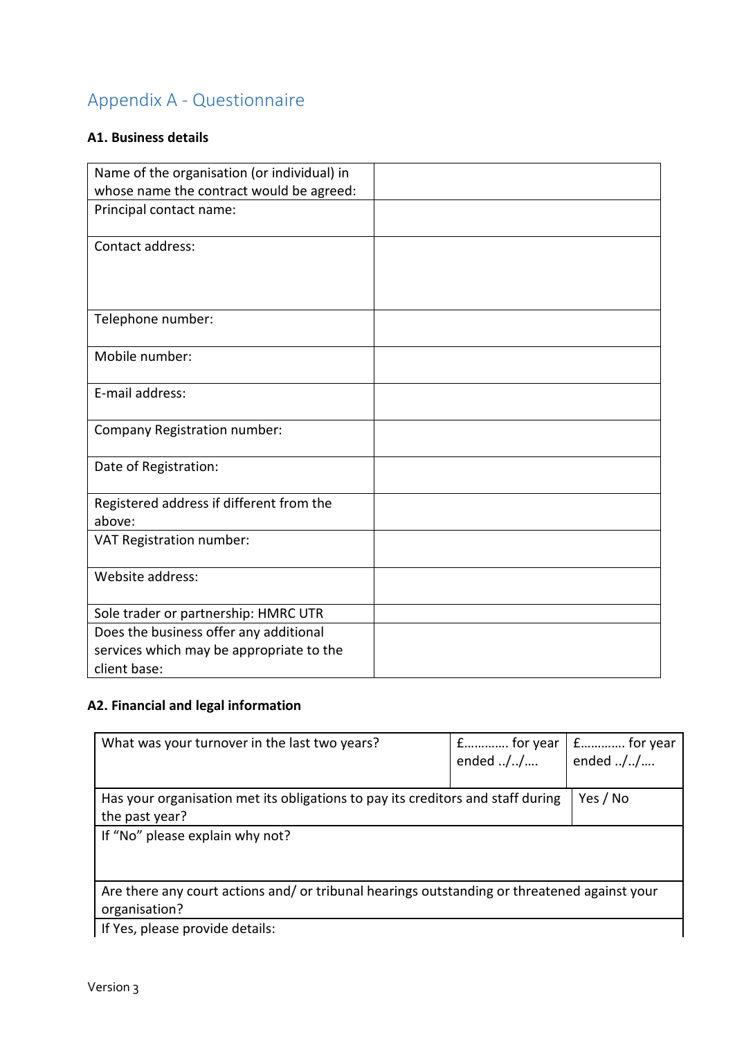## Appendix A - Questionnaire

### A1. Business details

| | |
|---|---|
| Name of the organisation (or individual) in whose name the contract would be agreed: | |
| Principal contact name: | |
| Contact address: | |
| Telephone number: | |
| Mobile number: | |
| E-mail address: | |
| Company Registration number: | |
| Date of Registration: | |
| Registered address if different from the above: | |
| VAT Registration number: | |
| Website address: | |
| Sole trader or partnership: HMRC UTR | |
| Does the business offer any additional services which may be appropriate to the client base: | |

### A2. Financial and legal information

| | | |
|---|---|---|
| What was your turnover in the last two years? | £………… for year ended ../../…. | £………… for year ended ../../…. |
| Has your organisation met its obligations to pay its creditors and staff during the past year? | | Yes / No |
| If "No" please explain why not? | | |
| Are there any court actions and/ or tribunal hearings outstanding or threatened against your organisation? | | |
| If Yes, please provide details: | | |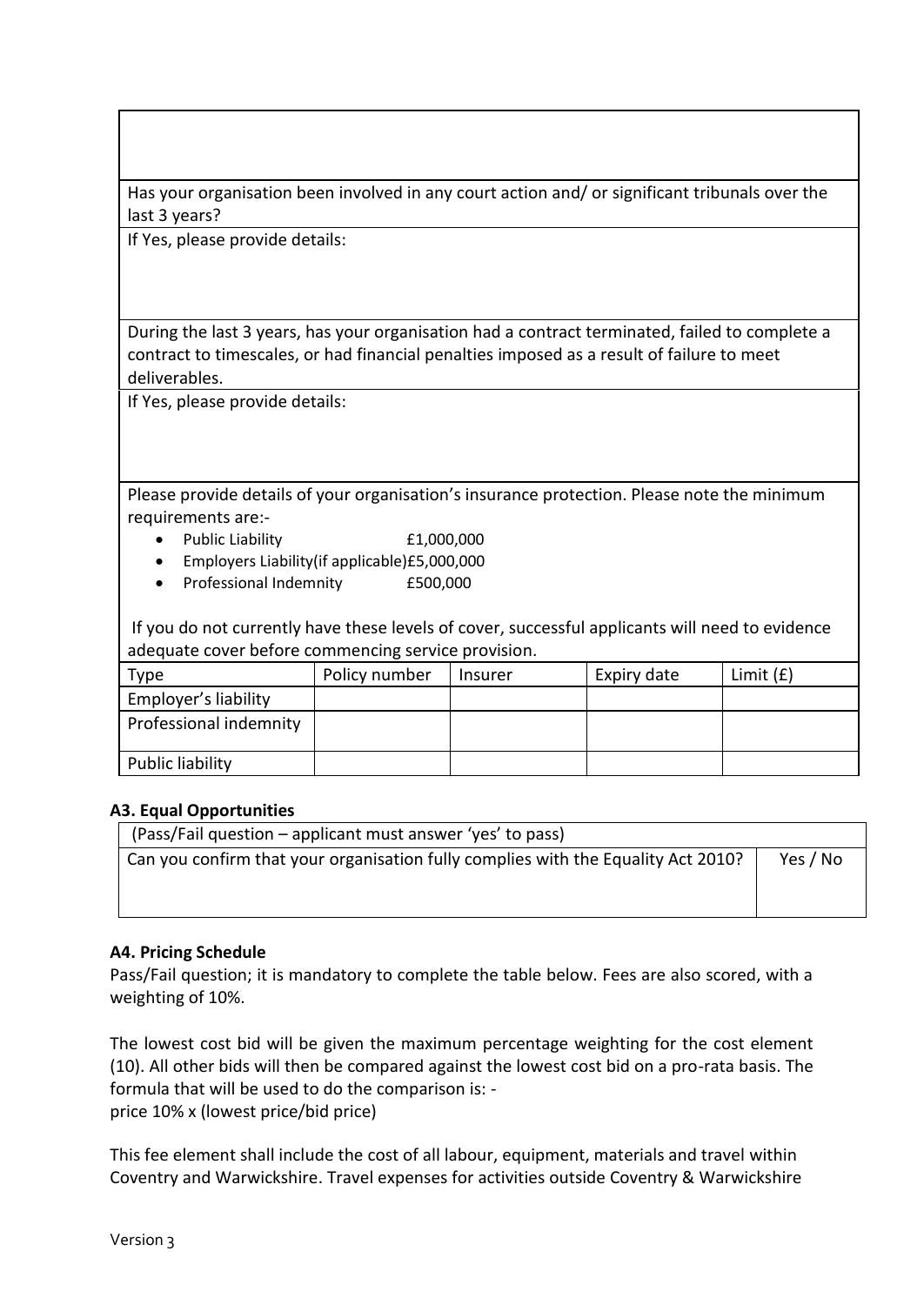Has your organisation been involved in any court action and/ or significant tribunals over the last 3 years?

If Yes, please provide details:

During the last 3 years, has your organisation had a contract terminated, failed to complete a contract to timescales, or had financial penalties imposed as a result of failure to meet deliverables.

If Yes, please provide details:

Please provide details of your organisation's insurance protection. Please note the minimum requirements are:-

- Public Liability £1,000,000
- Employers Liability(if applicable)£5,000,000
- Professional Indemnity £500,000

If you do not currently have these levels of cover, successful applicants will need to evidence adequate cover before commencing service provision.

| Type | Policy number | Insurer | Expiry date | Limit (£) |
|---|---|---|---|---|
| Employer's liability | | | | |
| Professional indemnity | | | | |
| Public liability | | | | |

**A3. Equal Opportunities**

| (Pass/Fail question – applicant must answer 'yes' to pass) | |
|---|---|
| Can you confirm that your organisation fully complies with the Equality Act 2010? | Yes / No |

**A4. Pricing Schedule**

Pass/Fail question; it is mandatory to complete the table below. Fees are also scored, with a weighting of 10%.

The lowest cost bid will be given the maximum percentage weighting for the cost element (10). All other bids will then be compared against the lowest cost bid on a pro-rata basis. The formula that will be used to do the comparison is: -
price 10% x (lowest price/bid price)

This fee element shall include the cost of all labour, equipment, materials and travel within Coventry and Warwickshire. Travel expenses for activities outside Coventry & Warwickshire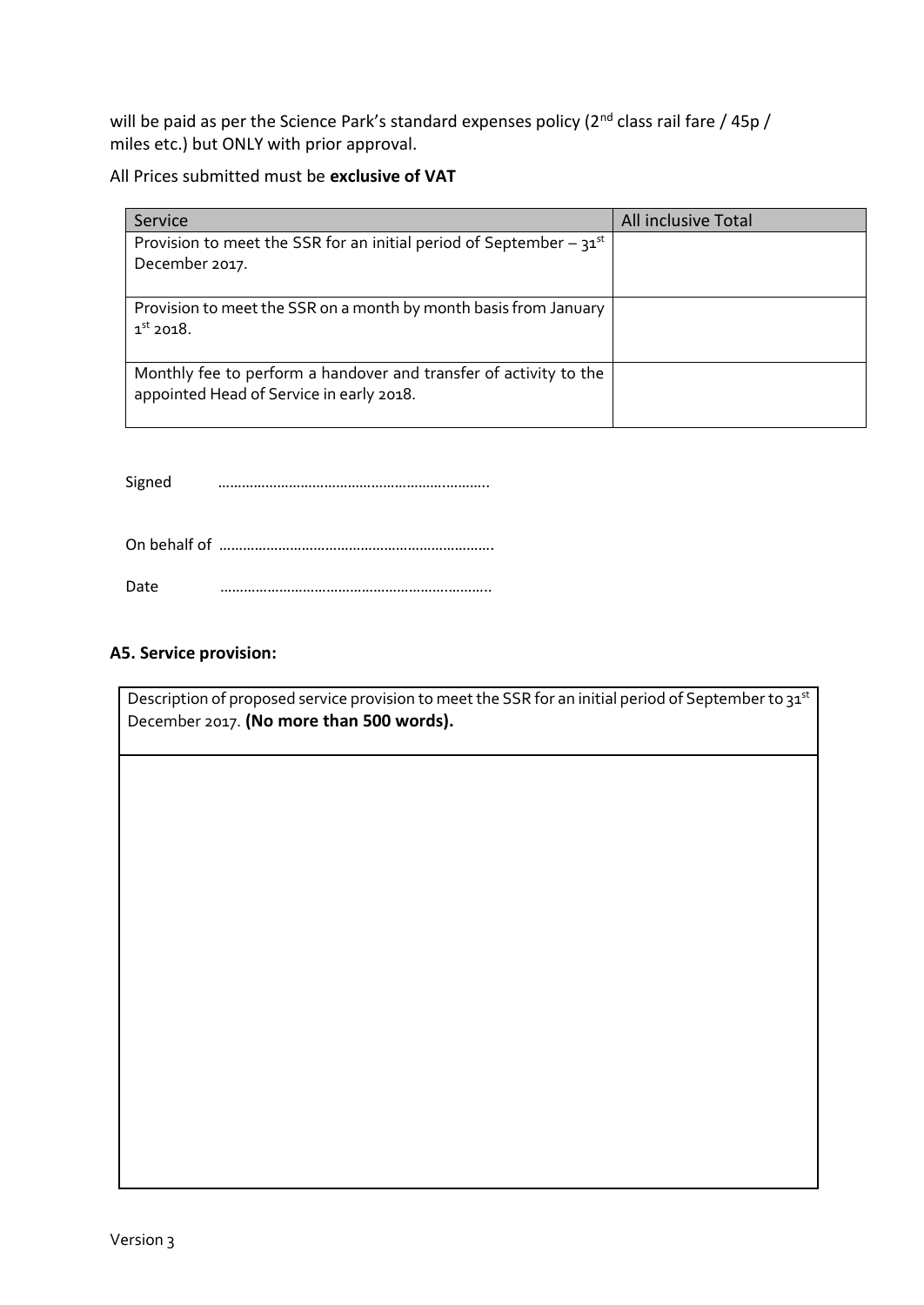will be paid as per the Science Park's standard expenses policy (2nd class rail fare / 45p / miles etc.) but ONLY with prior approval.

All Prices submitted must be **exclusive of VAT**

| Service | All inclusive Total |
|---|---|
| Provision to meet the SSR for an initial period of September – 31st December 2017. | |
| Provision to meet the SSR on a month by month basis from January 1st 2018. | |
| Monthly fee to perform a handover and transfer of activity to the appointed Head of Service in early 2018. | |

Signed ……………………………………………………………

On behalf of ……………………………………………………………

Date ……………………………………………………………

### A5. Service provision:

| Description of proposed service provision to meet the SSR for an initial period of September to 31st December 2017. **(No more than 500 words).** |
|---|
| |

Version 3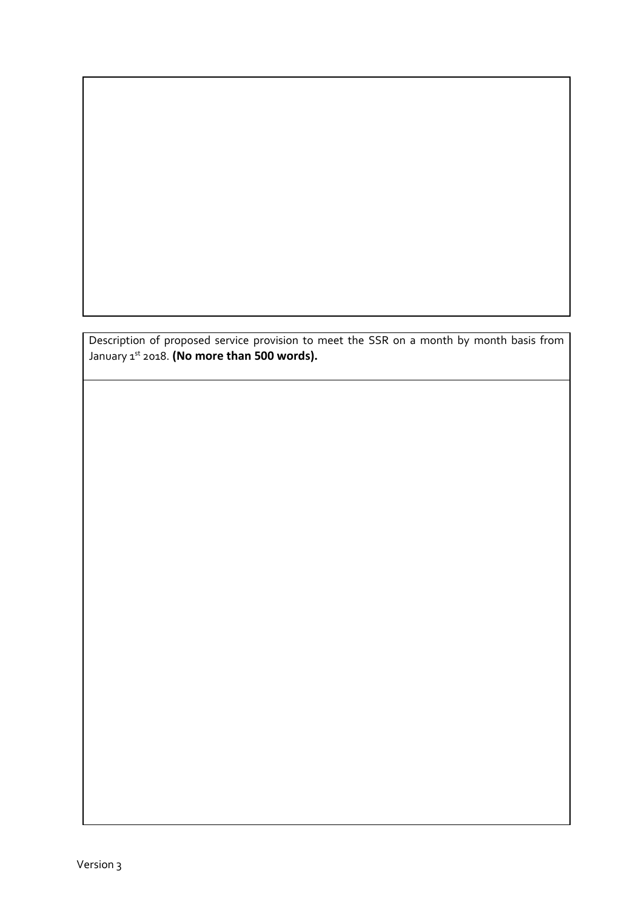| |
|---|
| |

| Description of proposed service provision to meet the SSR on a month by month basis from January 1st 2018. **(No more than 500 words).** |
|---|
| |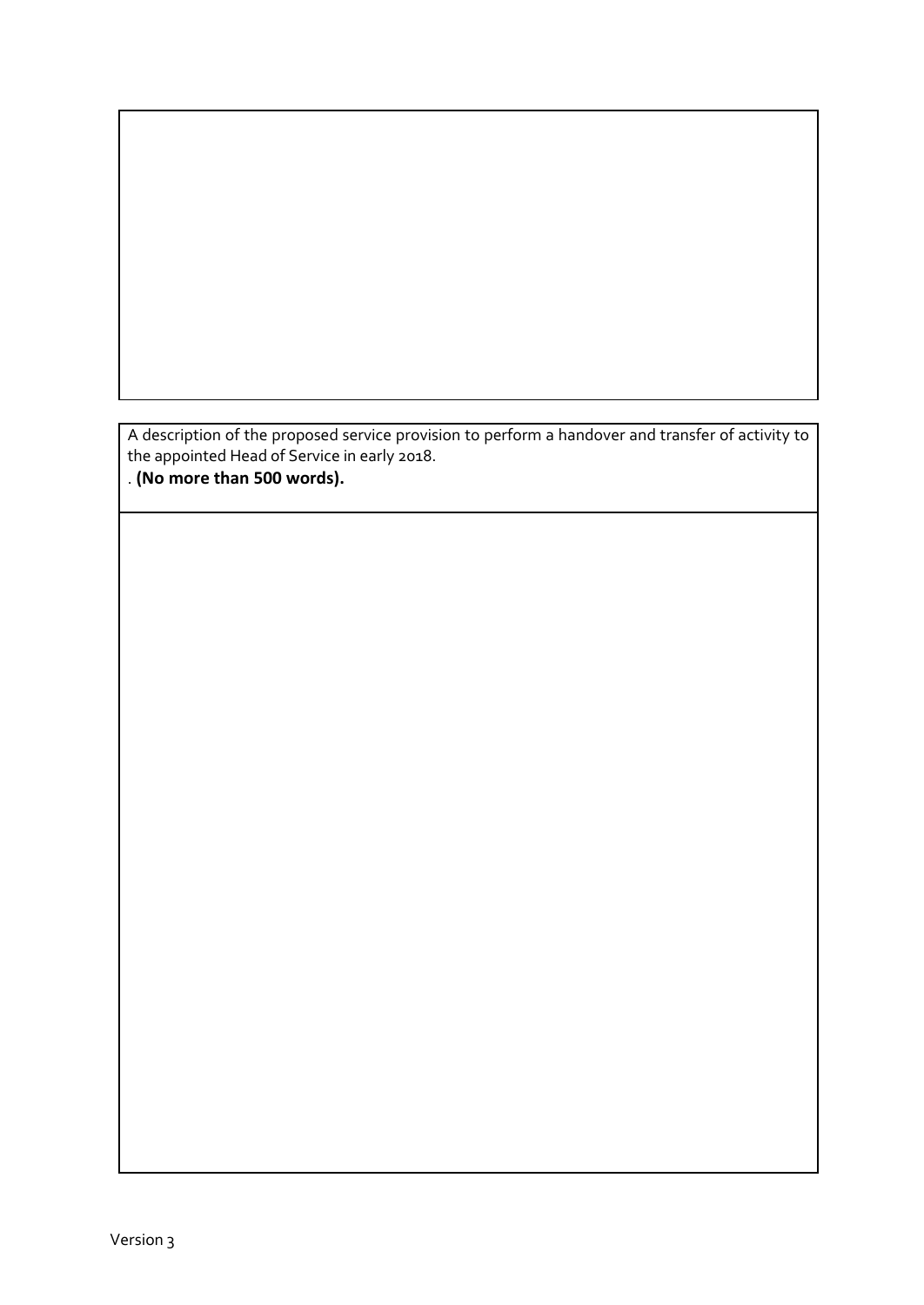| |
|---|
| |

| A description of the proposed service provision to perform a handover and transfer of activity to the appointed Head of Service in early 2018.<br>. **(No more than 500 words).** |
|---|
| |

Version 3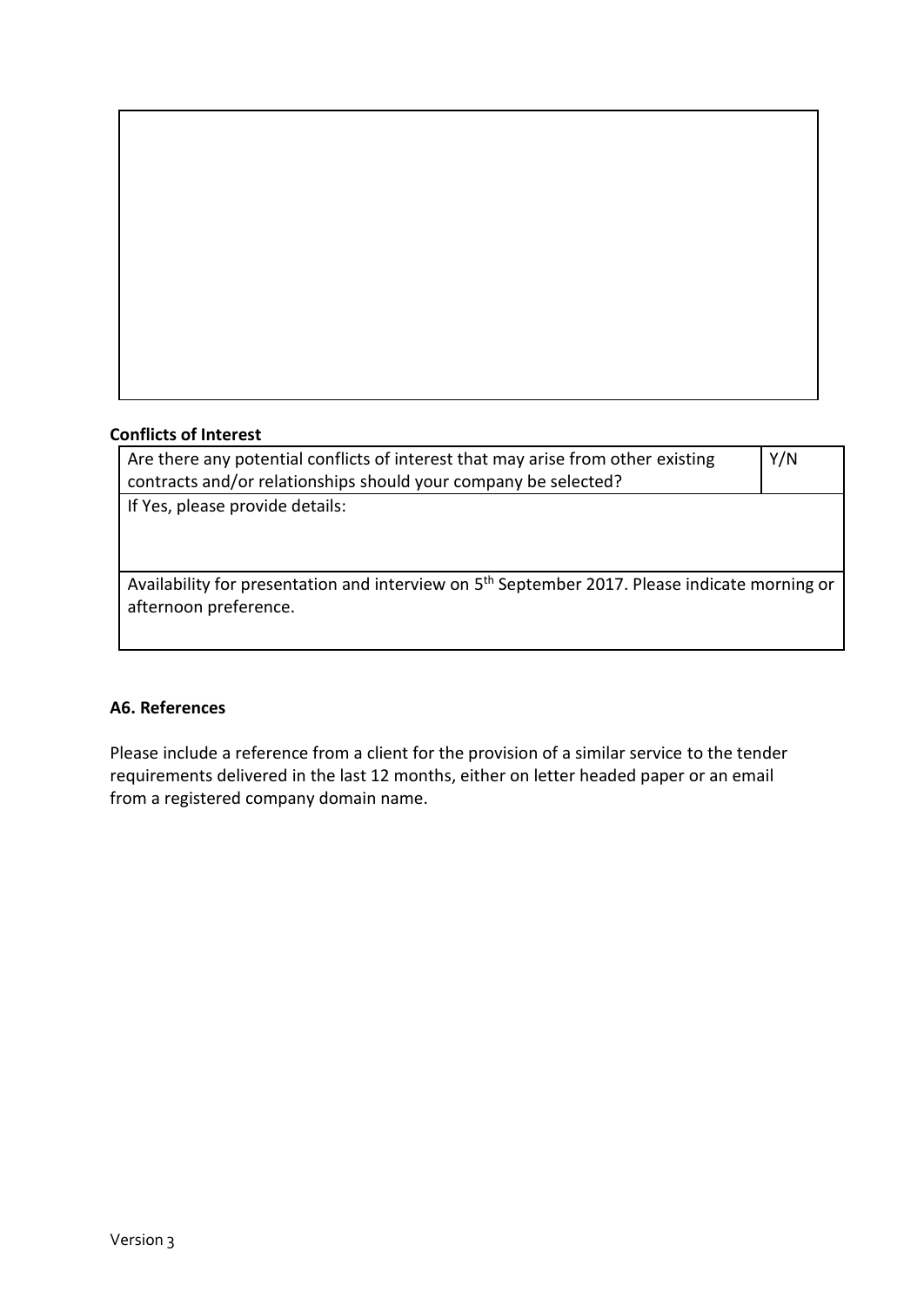**Conflicts of Interest**

| | |
|---|---|
| Are there any potential conflicts of interest that may arise from other existing contracts and/or relationships should your company be selected? | Y/N |
| If Yes, please provide details: | |
| Availability for presentation and interview on 5th September 2017. Please indicate morning or afternoon preference. | |

**A6. References**

Please include a reference from a client for the provision of a similar service to the tender requirements delivered in the last 12 months, either on letter headed paper or an email from a registered company domain name.

Version 3